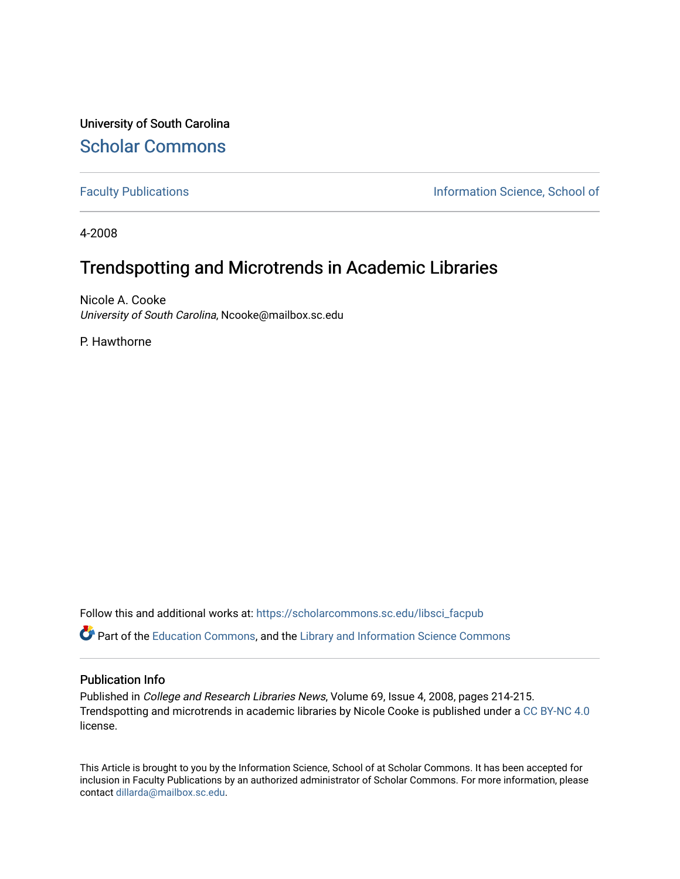University of South Carolina

# Scholar Commons

Faculty Publications | Information Science, School of

4-2008

## Trendspotting and Microtrends in Academic Libraries

Nicole A. Cooke
*University of South Carolina*, Ncooke@mailbox.sc.edu

P. Hawthorne

Follow this and additional works at: https://scholarcommons.sc.edu/libsci_facpub

Part of the Education Commons, and the Library and Information Science Commons

### Publication Info

Published in *College and Research Libraries News*, Volume 69, Issue 4, 2008, pages 214-215.
Trendspotting and microtrends in academic libraries by Nicole Cooke is published under a CC BY-NC 4.0 license.

This Article is brought to you by the Information Science, School of at Scholar Commons. It has been accepted for inclusion in Faculty Publications by an authorized administrator of Scholar Commons. For more information, please contact dillarda@mailbox.sc.edu.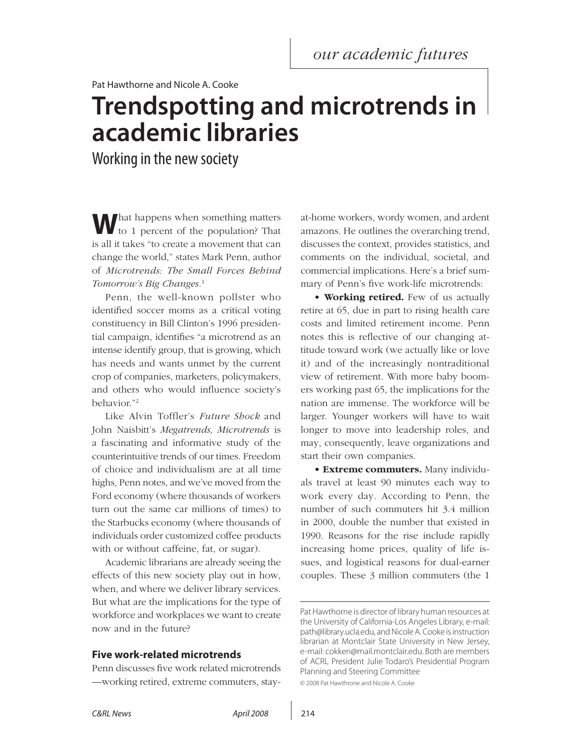our academic futures

Pat Hawthorne and Nicole A. Cooke

# Trendspotting and microtrends in academic libraries

## Working in the new society

What happens when something matters to 1 percent of the population? That is all it takes "to create a movement that can change the world," states Mark Penn, author of *Microtrends: The Small Forces Behind Tomorrow's Big Changes.*[1]

Penn, the well-known pollster who identified soccer moms as a critical voting constituency in Bill Clinton's 1996 presidential campaign, identifies "a microtrend as an intense identify group, that is growing, which has needs and wants unmet by the current crop of companies, marketers, policymakers, and others who would influence society's behavior."[2]

Like Alvin Toffler's *Future Shock* and John Naisbitt's *Megatrends, Microtrends* is a fascinating and informative study of the counterintuitive trends of our times. Freedom of choice and individualism are at all time highs, Penn notes, and we've moved from the Ford economy (where thousands of workers turn out the same car millions of times) to the Starbucks economy (where thousands of individuals order customized coffee products with or without caffeine, fat, or sugar).

Academic librarians are already seeing the effects of this new society play out in how, when, and where we deliver library services. But what are the implications for the type of workforce and workplaces we want to create now and in the future?

### Five work-related microtrends

Penn discusses five work related microtrends —working retired, extreme commuters, stay-at-home workers, wordy women, and ardent amazons. He outlines the overarching trend, discusses the context, provides statistics, and comments on the individual, societal, and commercial implications. Here's a brief summary of Penn's five work-life microtrends:

- **Working retired.** Few of us actually retire at 65, due in part to rising health care costs and limited retirement income. Penn notes this is reflective of our changing attitude toward work (we actually like or love it) and of the increasingly nontraditional view of retirement. With more baby boomers working past 65, the implications for the nation are immense. The workforce will be larger. Younger workers will have to wait longer to move into leadership roles, and may, consequently, leave organizations and start their own companies.

- **Extreme commuters.** Many individuals travel at least 90 minutes each way to work every day. According to Penn, the number of such commuters hit 3.4 million in 2000, double the number that existed in 1990. Reasons for the rise include rapidly increasing home prices, quality of life issues, and logistical reasons for dual-earner couples. These 3 million commuters (the 1

---

Pat Hawthorne is director of library human resources at the University of California-Los Angeles Library, e-mail: path@library.ucla.edu, and Nicole A. Cooke is instruction librarian at Montclair State University in New Jersey, e-mail: cokken@mail.montclair.edu. Both are members of ACRL President Julie Todaro's Presidential Program Planning and Steering Committee

© 2008 Pat Hawthrone and Nicole A. Cooke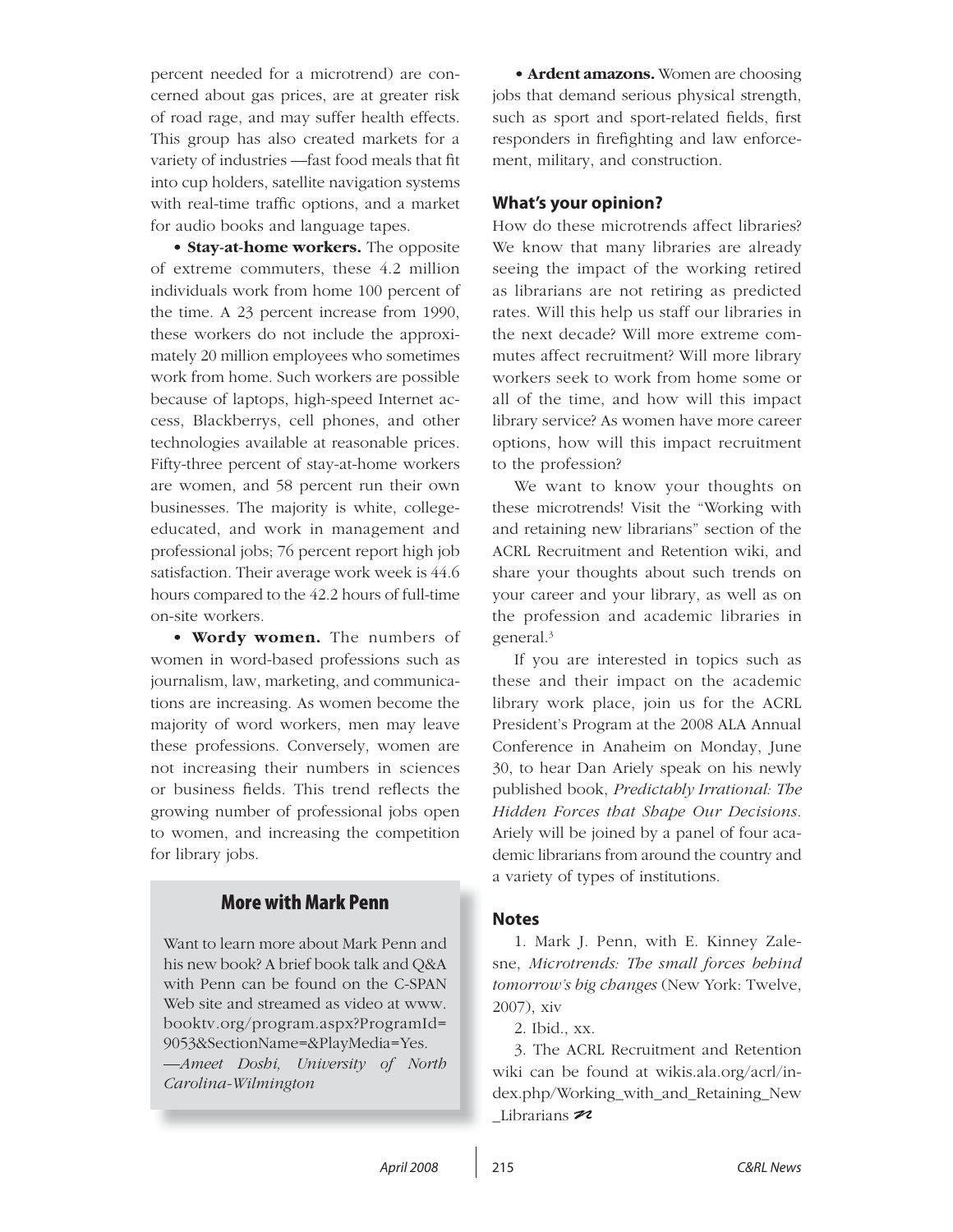percent needed for a microtrend) are concerned about gas prices, are at greater risk of road rage, and may suffer health effects. This group has also created markets for a variety of industries —fast food meals that fit into cup holders, satellite navigation systems with real-time traffic options, and a market for audio books and language tapes.

• **Stay-at-home workers.** The opposite of extreme commuters, these 4.2 million individuals work from home 100 percent of the time. A 23 percent increase from 1990, these workers do not include the approximately 20 million employees who sometimes work from home. Such workers are possible because of laptops, high-speed Internet access, Blackberrys, cell phones, and other technologies available at reasonable prices. Fifty-three percent of stay-at-home workers are women, and 58 percent run their own businesses. The majority is white, college-educated, and work in management and professional jobs; 76 percent report high job satisfaction. Their average work week is 44.6 hours compared to the 42.2 hours of full-time on-site workers.

• **Wordy women.** The numbers of women in word-based professions such as journalism, law, marketing, and communications are increasing. As women become the majority of word workers, men may leave these professions. Conversely, women are not increasing their numbers in sciences or business fields. This trend reflects the growing number of professional jobs open to women, and increasing the competition for library jobs.

## More with Mark Penn

Want to learn more about Mark Penn and his new book? A brief book talk and Q&A with Penn can be found on the C-SPAN Web site and streamed as video at www.booktv.org/program.aspx?ProgramId=9053&SectionName=&PlayMedia=Yes.
*—Ameet Doshi, University of North Carolina-Wilmington*

• **Ardent amazons.** Women are choosing jobs that demand serious physical strength, such as sport and sport-related fields, first responders in firefighting and law enforcement, military, and construction.

### What's your opinion?

How do these microtrends affect libraries? We know that many libraries are already seeing the impact of the working retired as librarians are not retiring as predicted rates. Will this help us staff our libraries in the next decade? Will more extreme commutes affect recruitment? Will more library workers seek to work from home some or all of the time, and how will this impact library service? As women have more career options, how will this impact recruitment to the profession?

We want to know your thoughts on these microtrends! Visit the "Working with and retaining new librarians" section of the ACRL Recruitment and Retention wiki, and share your thoughts about such trends on your career and your library, as well as on the profession and academic libraries in general.[3]

If you are interested in topics such as these and their impact on the academic library work place, join us for the ACRL President's Program at the 2008 ALA Annual Conference in Anaheim on Monday, June 30, to hear Dan Ariely speak on his newly published book, *Predictably Irrational: The Hidden Forces that Shape Our Decisions.* Ariely will be joined by a panel of four academic librarians from around the country and a variety of types of institutions.

### Notes

1. Mark J. Penn, with E. Kinney Zalesne, *Microtrends: The small forces behind tomorrow's big changes* (New York: Twelve, 2007), xiv

2. Ibid., xx.

3. The ACRL Recruitment and Retention wiki can be found at wikis.ala.org/acrl/index.php/Working_with_and_Retaining_New_Librarians